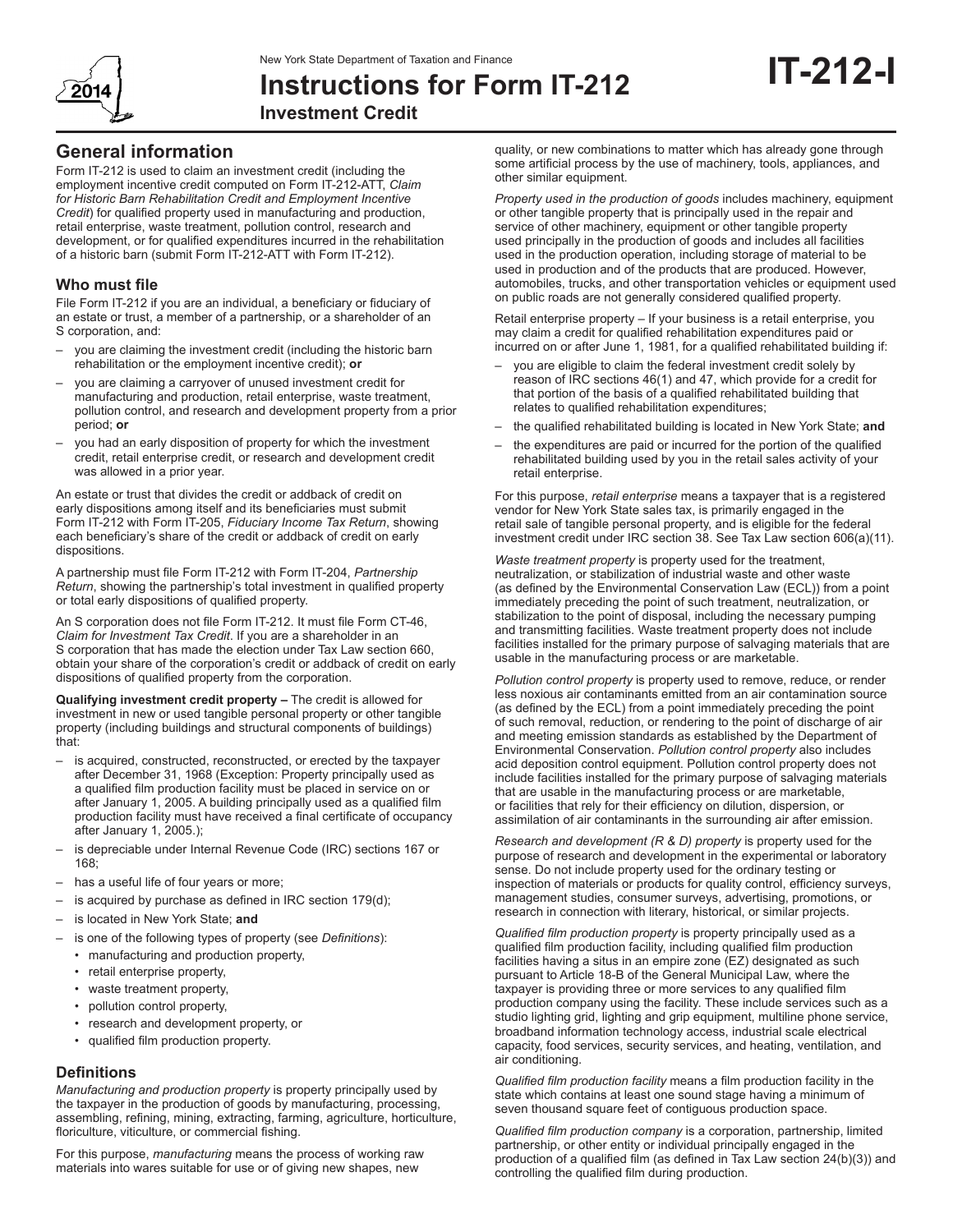New York State Department of Taxation and Finance

# Instructions for Form IT-212

**Investment Credit**

**IT-212-I**

2014

## General information

Form IT-212 is used to claim an investment credit (including the employment incentive credit computed on Form IT-212-ATT, *Claim for Historic Barn Rehabilitation Credit and Employment Incentive Credit*) for qualified property used in manufacturing and production, retail enterprise, waste treatment, pollution control, research and development, or for qualified expenditures incurred in the rehabilitation of a historic barn (submit Form IT-212-ATT with Form IT-212).

### Who must file

File Form IT-212 if you are an individual, a beneficiary or fiduciary of an estate or trust, a member of a partnership, or a shareholder of an S corporation, and:

- you are claiming the investment credit (including the historic barn rehabilitation or the employment incentive credit); **or**
- you are claiming a carryover of unused investment credit for manufacturing and production, retail enterprise, waste treatment, pollution control, and research and development property from a prior period; **or**
- you had an early disposition of property for which the investment credit, retail enterprise credit, or research and development credit was allowed in a prior year.

An estate or trust that divides the credit or addback of credit on early dispositions among itself and its beneficiaries must submit Form IT-212 with Form IT-205, *Fiduciary Income Tax Return*, showing each beneficiary's share of the credit or addback of credit on early dispositions.

A partnership must file Form IT-212 with Form IT-204, *Partnership Return*, showing the partnership's total investment in qualified property or total early dispositions of qualified property.

An S corporation does not file Form IT-212. It must file Form CT-46, *Claim for Investment Tax Credit*. If you are a shareholder in an S corporation that has made the election under Tax Law section 660, obtain your share of the corporation's credit or addback of credit on early dispositions of qualified property from the corporation.

**Qualifying investment credit property –** The credit is allowed for investment in new or used tangible personal property or other tangible property (including buildings and structural components of buildings) that:

- is acquired, constructed, reconstructed, or erected by the taxpayer after December 31, 1968 (Exception: Property principally used as a qualified film production facility must be placed in service on or after January 1, 2005. A building principally used as a qualified film production facility must have received a final certificate of occupancy after January 1, 2005.);
- is depreciable under Internal Revenue Code (IRC) sections 167 or 168;
- has a useful life of four years or more;
- is acquired by purchase as defined in IRC section 179(d);
- is located in New York State; **and**
- is one of the following types of property (see *Definitions*):
  - manufacturing and production property,
  - retail enterprise property,
  - waste treatment property,
  - pollution control property,
  - research and development property, or
  - qualified film production property.

### Definitions

*Manufacturing and production property* is property principally used by the taxpayer in the production of goods by manufacturing, processing, assembling, refining, mining, extracting, farming, agriculture, horticulture, floriculture, viticulture, or commercial fishing.

For this purpose, *manufacturing* means the process of working raw materials into wares suitable for use or of giving new shapes, new quality, or new combinations to matter which has already gone through some artificial process by the use of machinery, tools, appliances, and other similar equipment.

*Property used in the production of goods* includes machinery, equipment or other tangible property that is principally used in the repair and service of other machinery, equipment or other tangible property used principally in the production of goods and includes all facilities used in the production operation, including storage of material to be used in production and of the products that are produced. However, automobiles, trucks, and other transportation vehicles or equipment used on public roads are not generally considered qualified property.

Retail enterprise property – If your business is a retail enterprise, you may claim a credit for qualified rehabilitation expenditures paid or incurred on or after June 1, 1981, for a qualified rehabilitated building if:

- you are eligible to claim the federal investment credit solely by reason of IRC sections 46(1) and 47, which provide for a credit for that portion of the basis of a qualified rehabilitated building that relates to qualified rehabilitation expenditures;
- the qualified rehabilitated building is located in New York State; **and**
- the expenditures are paid or incurred for the portion of the qualified rehabilitated building used by you in the retail sales activity of your retail enterprise.

For this purpose, *retail enterprise* means a taxpayer that is a registered vendor for New York State sales tax, is primarily engaged in the retail sale of tangible personal property, and is eligible for the federal investment credit under IRC section 38. See Tax Law section 606(a)(11).

*Waste treatment property* is property used for the treatment, neutralization, or stabilization of industrial waste and other waste (as defined by the Environmental Conservation Law (ECL)) from a point immediately preceding the point of such treatment, neutralization, or stabilization to the point of disposal, including the necessary pumping and transmitting facilities. Waste treatment property does not include facilities installed for the primary purpose of salvaging materials that are usable in the manufacturing process or are marketable.

*Pollution control property* is property used to remove, reduce, or render less noxious air contaminants emitted from an air contamination source (as defined by the ECL) from a point immediately preceding the point of such removal, reduction, or rendering to the point of discharge of air and meeting emission standards as established by the Department of Environmental Conservation. *Pollution control property* also includes acid deposition control equipment. Pollution control property does not include facilities installed for the primary purpose of salvaging materials that are usable in the manufacturing process or are marketable, or facilities that rely for their efficiency on dilution, dispersion, or assimilation of air contaminants in the surrounding air after emission.

*Research and development (R & D) property* is property used for the purpose of research and development in the experimental or laboratory sense. Do not include property used for the ordinary testing or inspection of materials or products for quality control, efficiency surveys, management studies, consumer surveys, advertising, promotions, or research in connection with literary, historical, or similar projects.

*Qualified film production property* is property principally used as a qualified film production facility, including qualified film production facilities having a situs in an empire zone (EZ) designated as such pursuant to Article 18-B of the General Municipal Law, where the taxpayer is providing three or more services to any qualified film production company using the facility. These include services such as a studio lighting grid, lighting and grip equipment, multiline phone service, broadband information technology access, industrial scale electrical capacity, food services, security services, and heating, ventilation, and air conditioning.

*Qualified film production facility* means a film production facility in the state which contains at least one sound stage having a minimum of seven thousand square feet of contiguous production space.

*Qualified film production company* is a corporation, partnership, limited partnership, or other entity or individual principally engaged in the production of a qualified film (as defined in Tax Law section 24(b)(3)) and controlling the qualified film during production.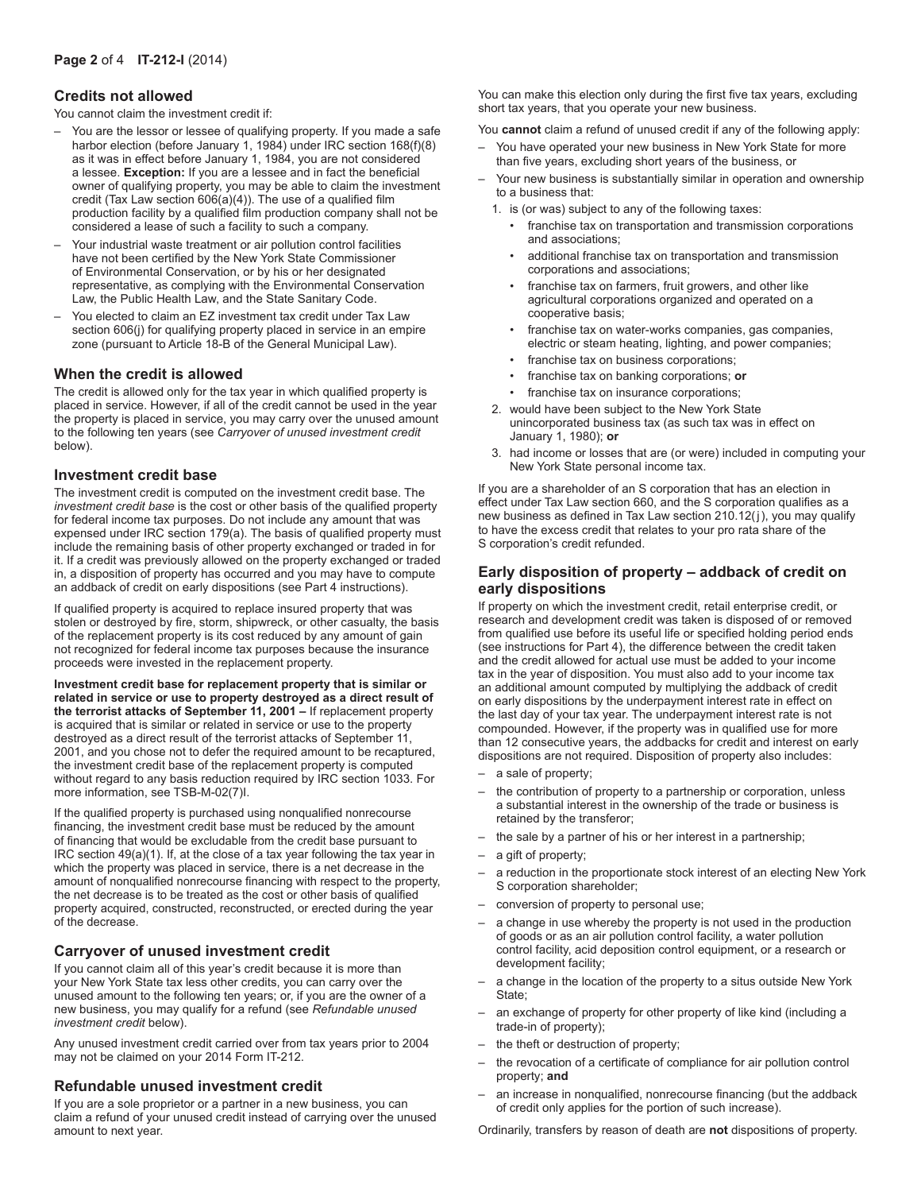## Credits not allowed

You cannot claim the investment credit if:

- You are the lessor or lessee of qualifying property. If you made a safe harbor election (before January 1, 1984) under IRC section 168(f)(8) as it was in effect before January 1, 1984, you are not considered a lessee. **Exception:** If you are a lessee and in fact the beneficial owner of qualifying property, you may be able to claim the investment credit (Tax Law section 606(a)(4)). The use of a qualified film production facility by a qualified film production company shall not be considered a lease of such a facility to such a company.
- Your industrial waste treatment or air pollution control facilities have not been certified by the New York State Commissioner of Environmental Conservation, or by his or her designated representative, as complying with the Environmental Conservation Law, the Public Health Law, and the State Sanitary Code.
- You elected to claim an EZ investment tax credit under Tax Law section 606(j) for qualifying property placed in service in an empire zone (pursuant to Article 18-B of the General Municipal Law).

## When the credit is allowed

The credit is allowed only for the tax year in which qualified property is placed in service. However, if all of the credit cannot be used in the year the property is placed in service, you may carry over the unused amount to the following ten years (see *Carryover of unused investment credit* below).

## Investment credit base

The investment credit is computed on the investment credit base. The *investment credit base* is the cost or other basis of the qualified property for federal income tax purposes. Do not include any amount that was expensed under IRC section 179(a). The basis of qualified property must include the remaining basis of other property exchanged or traded in for it. If a credit was previously allowed on the property exchanged or traded in, a disposition of property has occurred and you may have to compute an addback of credit on early dispositions (see Part 4 instructions).

If qualified property is acquired to replace insured property that was stolen or destroyed by fire, storm, shipwreck, or other casualty, the basis of the replacement property is its cost reduced by any amount of gain not recognized for federal income tax purposes because the insurance proceeds were invested in the replacement property.

**Investment credit base for replacement property that is similar or related in service or use to property destroyed as a direct result of the terrorist attacks of September 11, 2001 –** If replacement property is acquired that is similar or related in service or use to the property destroyed as a direct result of the terrorist attacks of September 11, 2001, and you chose not to defer the required amount to be recaptured, the investment credit base of the replacement property is computed without regard to any basis reduction required by IRC section 1033. For more information, see TSB-M-02(7)I.

If the qualified property is purchased using nonqualified nonrecourse financing, the investment credit base must be reduced by the amount of financing that would be excludable from the credit base pursuant to IRC section 49(a)(1). If, at the close of a tax year following the tax year in which the property was placed in service, there is a net decrease in the amount of nonqualified nonrecourse financing with respect to the property, the net decrease is to be treated as the cost or other basis of qualified property acquired, constructed, reconstructed, or erected during the year of the decrease.

## Carryover of unused investment credit

If you cannot claim all of this year's credit because it is more than your New York State tax less other credits, you can carry over the unused amount to the following ten years; or, if you are the owner of a new business, you may qualify for a refund (see *Refundable unused investment credit* below).

Any unused investment credit carried over from tax years prior to 2004 may not be claimed on your 2014 Form IT-212.

## Refundable unused investment credit

If you are a sole proprietor or a partner in a new business, you can claim a refund of your unused credit instead of carrying over the unused amount to next year.

You can make this election only during the first five tax years, excluding short tax years, that you operate your new business.

You **cannot** claim a refund of unused credit if any of the following apply:

- You have operated your new business in New York State for more than five years, excluding short years of the business, or
- Your new business is substantially similar in operation and ownership to a business that:
  1. is (or was) subject to any of the following taxes:
     - franchise tax on transportation and transmission corporations and associations;
     - additional franchise tax on transportation and transmission corporations and associations;
     - franchise tax on farmers, fruit growers, and other like agricultural corporations organized and operated on a cooperative basis;
     - franchise tax on water-works companies, gas companies, electric or steam heating, lighting, and power companies;
     - franchise tax on business corporations;
     - franchise tax on banking corporations; **or**
     - franchise tax on insurance corporations;
  2. would have been subject to the New York State unincorporated business tax (as such tax was in effect on January 1, 1980); **or**
  3. had income or losses that are (or were) included in computing your New York State personal income tax.

If you are a shareholder of an S corporation that has an election in effect under Tax Law section 660, and the S corporation qualifies as a new business as defined in Tax Law section 210.12(j), you may qualify to have the excess credit that relates to your pro rata share of the S corporation's credit refunded.

## Early disposition of property – addback of credit on early dispositions

If property on which the investment credit, retail enterprise credit, or research and development credit was taken is disposed of or removed from qualified use before its useful life or specified holding period ends (see instructions for Part 4), the difference between the credit taken and the credit allowed for actual use must be added to your income tax in the year of disposition. You must also add to your income tax an additional amount computed by multiplying the addback of credit on early dispositions by the underpayment interest rate in effect on the last day of your tax year. The underpayment interest rate is not compounded. However, if the property was in qualified use for more than 12 consecutive years, the addbacks for credit and interest on early dispositions are not required. Disposition of property also includes:

- a sale of property;
- the contribution of property to a partnership or corporation, unless a substantial interest in the ownership of the trade or business is retained by the transferor;
- the sale by a partner of his or her interest in a partnership;
- a gift of property;
- a reduction in the proportionate stock interest of an electing New York S corporation shareholder;
- conversion of property to personal use;
- a change in use whereby the property is not used in the production of goods or as an air pollution control facility, a water pollution control facility, acid deposition control equipment, or a research or development facility;
- a change in the location of the property to a situs outside New York State;
- an exchange of property for other property of like kind (including a trade-in of property);
- the theft or destruction of property;
- the revocation of a certificate of compliance for air pollution control property; **and**
- an increase in nonqualified, nonrecourse financing (but the addback of credit only applies for the portion of such increase).

Ordinarily, transfers by reason of death are **not** dispositions of property.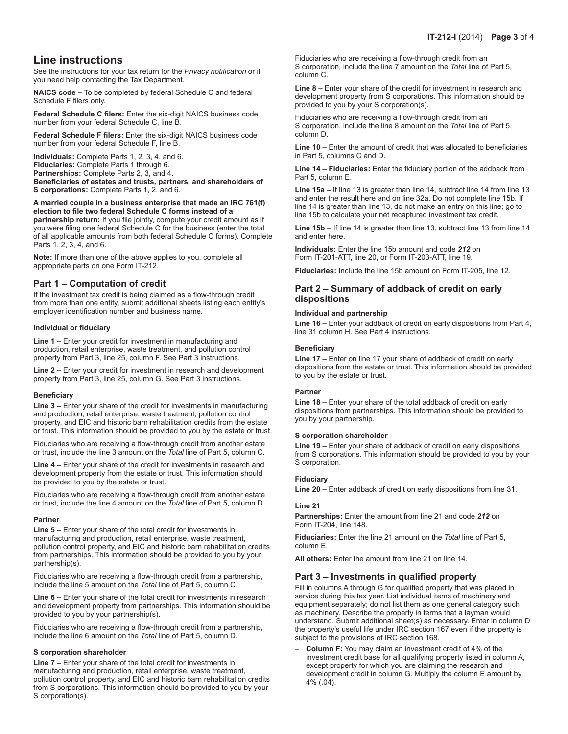## Line instructions

See the instructions for your tax return for the *Privacy notification* or if you need help contacting the Tax Department.

**NAICS code –** To be completed by federal Schedule C and federal Schedule F filers only.

**Federal Schedule C filers:** Enter the six-digit NAICS business code number from your federal Schedule C, line B.

**Federal Schedule F filers:** Enter the six-digit NAICS business code number from your federal Schedule F, line B.

**Individuals:** Complete Parts 1, 2, 3, 4, and 6.
**Fiduciaries:** Complete Parts 1 through 6.
**Partnerships:** Complete Parts 2, 3, and 4.
**Beneficiaries of estates and trusts, partners, and shareholders of S corporations:** Complete Parts 1, 2, and 6.

**A married couple in a business enterprise that made an IRC 761(f) election to file two federal Schedule C forms instead of a partnership return:** If you file jointly, compute your credit amount as if you were filing one federal Schedule C for the business (enter the total of all applicable amounts from both federal Schedule C forms). Complete Parts 1, 2, 3, 4, and 6.

**Note:** If more than one of the above applies to you, complete all appropriate parts on one Form IT-212.

### Part 1 – Computation of credit

If the investment tax credit is being claimed as a flow-through credit from more than one entity, submit additional sheets listing each entity's employer identification number and business name.

#### Individual or fiduciary

**Line 1 –** Enter your credit for investment in manufacturing and production, retail enterprise, waste treatment, and pollution control property from Part 3, line 25, column F. See Part 3 instructions.

**Line 2 –** Enter your credit for investment in research and development property from Part 3, line 25, column G. See Part 3 instructions.

#### Beneficiary

**Line 3 –** Enter your share of the credit for investments in manufacturing and production, retail enterprise, waste treatment, pollution control property, and EIC and historic barn rehabilitation credits from the estate or trust. This information should be provided to you by the estate or trust.

Fiduciaries who are receiving a flow-through credit from another estate or trust, include the line 3 amount on the *Total* line of Part 5, column C.

**Line 4 –** Enter your share of the credit for investments in research and development property from the estate or trust. This information should be provided to you by the estate or trust.

Fiduciaries who are receiving a flow-through credit from another estate or trust, include the line 4 amount on the *Total* line of Part 5, column D.

#### Partner

**Line 5 –** Enter your share of the total credit for investments in manufacturing and production, retail enterprise, waste treatment, pollution control property, and EIC and historic barn rehabilitation credits from partnerships. This information should be provided to you by your partnership(s).

Fiduciaries who are receiving a flow-through credit from a partnership, include the line 5 amount on the *Total* line of Part 5, column C.

**Line 6 –** Enter your share of the total credit for investments in research and development property from partnerships. This information should be provided to you by your partnership(s).

Fiduciaries who are receiving a flow-through credit from a partnership, include the line 6 amount on the *Total* line of Part 5, column D.

#### S corporation shareholder

**Line 7 –** Enter your share of the total credit for investments in manufacturing and production, retail enterprise, waste treatment, pollution control property, and EIC and historic barn rehabilitation credits from S corporations. This information should be provided to you by your S corporation(s).

Fiduciaries who are receiving a flow-through credit from an S corporation, include the line 7 amount on the *Total* line of Part 5, column C.

**Line 8 –** Enter your share of the credit for investment in research and development property from S corporations. This information should be provided to you by your S corporation(s).

Fiduciaries who are receiving a flow-through credit from an S corporation, include the line 8 amount on the *Total* line of Part 5, column D.

**Line 10 –** Enter the amount of credit that was allocated to beneficiaries in Part 5, columns C and D.

**Line 14 – Fiduciaries:** Enter the fiduciary portion of the addback from Part 5, column E.

**Line 15a –** If line 13 is greater than line 14, subtract line 14 from line 13 and enter the result here and on line 32a. Do not complete line 15b. If line 14 is greater than line 13, do not make an entry on this line; go to line 15b to calculate your net recaptured investment tax credit.

**Line 15b –** If line 14 is greater than line 13, subtract line 13 from line 14 and enter here.

**Individuals:** Enter the line 15b amount and code ***212*** on Form IT-201-ATT, line 20, or Form IT-203-ATT, line 19.

**Fiduciaries:** Include the line 15b amount on Form IT-205, line 12.

### Part 2 – Summary of addback of credit on early dispositions

#### Individual and partnership

**Line 16 –** Enter your addback of credit on early dispositions from Part 4, line 31 column H. See Part 4 instructions.

#### Beneficiary

**Line 17 –** Enter on line 17 your share of addback of credit on early dispositions from the estate or trust. This information should be provided to you by the estate or trust.

#### Partner

**Line 18 –** Enter your share of the total addback of credit on early dispositions from partnerships. This information should be provided to you by your partnership.

#### S corporation shareholder

**Line 19 –** Enter your share of addback of credit on early dispositions from S corporations. This information should be provided to you by your S corporation.

#### Fiduciary

**Line 20 –** Enter addback of credit on early dispositions from line 31.

#### Line 21

**Partnerships:** Enter the amount from line 21 and code ***212*** on Form IT-204, line 148.

**Fiduciaries:** Enter the line 21 amount on the *Total* line of Part 5, column E.

**All others:** Enter the amount from line 21 on line 14.

### Part 3 – Investments in qualified property

Fill in columns A through G for qualified property that was placed in service during this tax year. List individual items of machinery and equipment separately; do not list them as one general category such as machinery. Describe the property in terms that a layman would understand. Submit additional sheet(s) as necessary. Enter in column D the property's useful life under IRC section 167 even if the property is subject to the provisions of IRC section 168.

- **Column F:** You may claim an investment credit of 4% of the investment credit base for all qualifying property listed in column A, except property for which you are claiming the research and development credit in column G. Multiply the column E amount by 4% (.04).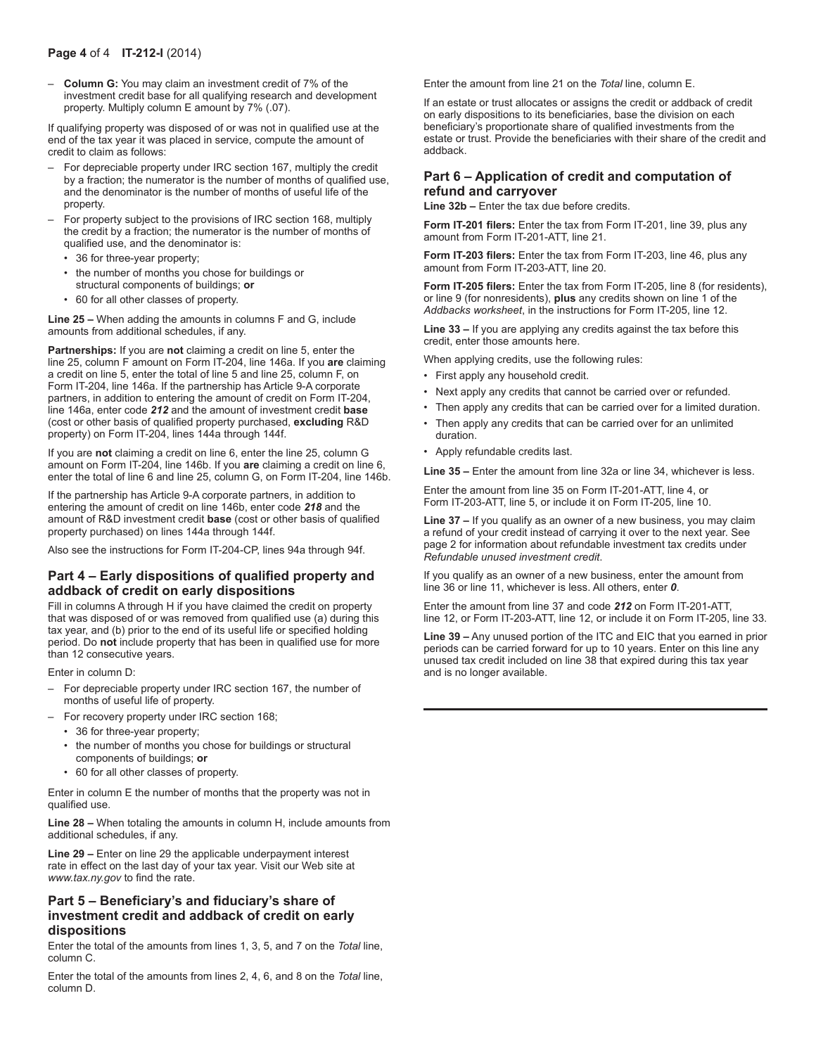– **Column G:** You may claim an investment credit of 7% of the investment credit base for all qualifying research and development property. Multiply column E amount by 7% (.07).

If qualifying property was disposed of or was not in qualified use at the end of the tax year it was placed in service, compute the amount of credit to claim as follows:

– For depreciable property under IRC section 167, multiply the credit by a fraction; the numerator is the number of months of qualified use, and the denominator is the number of months of useful life of the property.

– For property subject to the provisions of IRC section 168, multiply the credit by a fraction; the numerator is the number of months of qualified use, and the denominator is:
  - 36 for three-year property;
  - the number of months you chose for buildings or structural components of buildings; **or**
  - 60 for all other classes of property.

**Line 25 –** When adding the amounts in columns F and G, include amounts from additional schedules, if any.

**Partnerships:** If you are **not** claiming a credit on line 5, enter the line 25, column F amount on Form IT-204, line 146a. If you **are** claiming a credit on line 5, enter the total of line 5 and line 25, column F, on Form IT-204, line 146a. If the partnership has Article 9-A corporate partners, in addition to entering the amount of credit on Form IT-204, line 146a, enter code ***212*** and the amount of investment credit **base** (cost or other basis of qualified property purchased, **excluding** R&D property) on Form IT-204, lines 144a through 144f.

If you are **not** claiming a credit on line 6, enter the line 25, column G amount on Form IT-204, line 146b. If you **are** claiming a credit on line 6, enter the total of line 6 and line 25, column G, on Form IT-204, line 146b.

If the partnership has Article 9-A corporate partners, in addition to entering the amount of credit on line 146b, enter code ***218*** and the amount of R&D investment credit **base** (cost or other basis of qualified property purchased) on lines 144a through 144f.

Also see the instructions for Form IT-204-CP, lines 94a through 94f.

## Part 4 – Early dispositions of qualified property and addback of credit on early dispositions

Fill in columns A through H if you have claimed the credit on property that was disposed of or was removed from qualified use (a) during this tax year, and (b) prior to the end of its useful life or specified holding period. Do **not** include property that has been in qualified use for more than 12 consecutive years.

Enter in column D:

– For depreciable property under IRC section 167, the number of months of useful life of property.

– For recovery property under IRC section 168;
  - 36 for three-year property;
  - the number of months you chose for buildings or structural components of buildings; **or**
  - 60 for all other classes of property.

Enter in column E the number of months that the property was not in qualified use.

**Line 28 –** When totaling the amounts in column H, include amounts from additional schedules, if any.

**Line 29 –** Enter on line 29 the applicable underpayment interest rate in effect on the last day of your tax year. Visit our Web site at *www.tax.ny.gov* to find the rate.

## Part 5 – Beneficiary's and fiduciary's share of investment credit and addback of credit on early dispositions

Enter the total of the amounts from lines 1, 3, 5, and 7 on the *Total* line, column C.

Enter the total of the amounts from lines 2, 4, 6, and 8 on the *Total* line, column D.

Enter the amount from line 21 on the *Total* line, column E.

If an estate or trust allocates or assigns the credit or addback of credit on early dispositions to its beneficiaries, base the division on each beneficiary's proportionate share of qualified investments from the estate or trust. Provide the beneficiaries with their share of the credit and addback.

## Part 6 – Application of credit and computation of refund and carryover

**Line 32b –** Enter the tax due before credits.

**Form IT-201 filers:** Enter the tax from Form IT-201, line 39, plus any amount from Form IT-201-ATT, line 21.

**Form IT-203 filers:** Enter the tax from Form IT-203, line 46, plus any amount from Form IT-203-ATT, line 20.

**Form IT-205 filers:** Enter the tax from Form IT-205, line 8 (for residents), or line 9 (for nonresidents), **plus** any credits shown on line 1 of the *Addbacks worksheet*, in the instructions for Form IT-205, line 12.

**Line 33 –** If you are applying any credits against the tax before this credit, enter those amounts here.

When applying credits, use the following rules:

- First apply any household credit.
- Next apply any credits that cannot be carried over or refunded.
- Then apply any credits that can be carried over for a limited duration.
- Then apply any credits that can be carried over for an unlimited duration.
- Apply refundable credits last.

**Line 35 –** Enter the amount from line 32a or line 34, whichever is less.

Enter the amount from line 35 on Form IT-201-ATT, line 4, or Form IT-203-ATT, line 5, or include it on Form IT-205, line 10.

**Line 37 –** If you qualify as an owner of a new business, you may claim a refund of your credit instead of carrying it over to the next year. See page 2 for information about refundable investment tax credits under *Refundable unused investment credit.*

If you qualify as an owner of a new business, enter the amount from line 36 or line 11, whichever is less. All others, enter ***0***.

Enter the amount from line 37 and code ***212*** on Form IT-201-ATT, line 12, or Form IT-203-ATT, line 12, or include it on Form IT-205, line 33.

**Line 39 –** Any unused portion of the ITC and EIC that you earned in prior periods can be carried forward for up to 10 years. Enter on this line any unused tax credit included on line 38 that expired during this tax year and is no longer available.